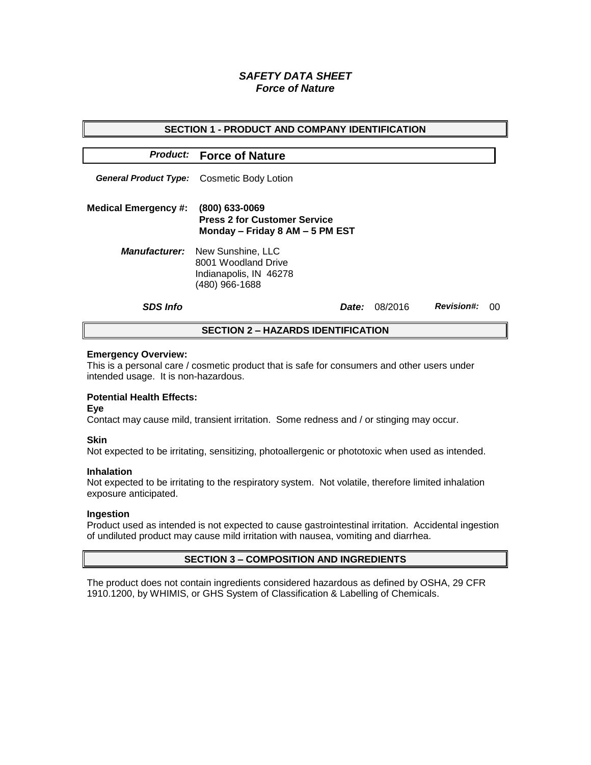# *SAFETY DATA SHEET*
# *Force of Nature*

## SECTION 1 - PRODUCT AND COMPANY IDENTIFICATION

***Product:*** **Force of Nature**

***General Product Type:*** Cosmetic Body Lotion

**Medical Emergency #:** **(800) 633-0069**
**Press 2 for Customer Service**
**Monday – Friday 8 AM – 5 PM EST**

***Manufacturer:*** New Sunshine, LLC
8001 Woodland Drive
Indianapolis, IN 46278
(480) 966-1688

***SDS Info*** ***Date:*** 08/2016 ***Revision#:*** 00

## SECTION 2 – HAZARDS IDENTIFICATION

**Emergency Overview:**
This is a personal care / cosmetic product that is safe for consumers and other users under intended usage. It is non-hazardous.

**Potential Health Effects:**

**Eye**
Contact may cause mild, transient irritation. Some redness and / or stinging may occur.

**Skin**
Not expected to be irritating, sensitizing, photoallergenic or phototoxic when used as intended.

**Inhalation**
Not expected to be irritating to the respiratory system. Not volatile, therefore limited inhalation exposure anticipated.

**Ingestion**
Product used as intended is not expected to cause gastrointestinal irritation. Accidental ingestion of undiluted product may cause mild irritation with nausea, vomiting and diarrhea.

## SECTION 3 – COMPOSITION AND INGREDIENTS

The product does not contain ingredients considered hazardous as defined by OSHA, 29 CFR 1910.1200, by WHIMIS, or GHS System of Classification & Labelling of Chemicals.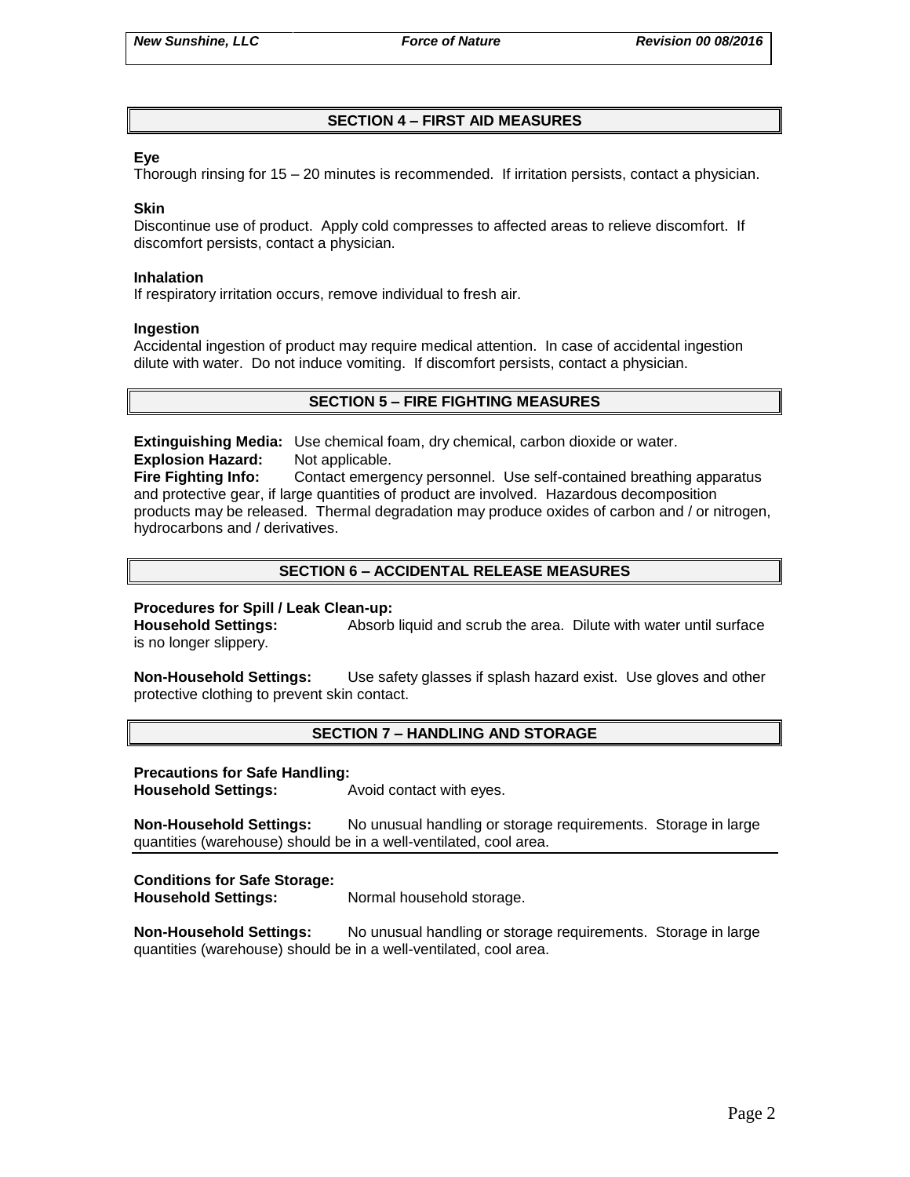## SECTION 4 – FIRST AID MEASURES

**Eye**

Thorough rinsing for 15 – 20 minutes is recommended. If irritation persists, contact a physician.

**Skin**

Discontinue use of product. Apply cold compresses to affected areas to relieve discomfort. If discomfort persists, contact a physician.

**Inhalation**

If respiratory irritation occurs, remove individual to fresh air.

**Ingestion**

Accidental ingestion of product may require medical attention. In case of accidental ingestion dilute with water. Do not induce vomiting. If discomfort persists, contact a physician.

## SECTION 5 – FIRE FIGHTING MEASURES

**Extinguishing Media:** Use chemical foam, dry chemical, carbon dioxide or water.

**Explosion Hazard:** Not applicable.

**Fire Fighting Info:** Contact emergency personnel. Use self-contained breathing apparatus and protective gear, if large quantities of product are involved. Hazardous decomposition products may be released. Thermal degradation may produce oxides of carbon and / or nitrogen, hydrocarbons and / derivatives.

## SECTION 6 – ACCIDENTAL RELEASE MEASURES

**Procedures for Spill / Leak Clean-up:**

**Household Settings:** Absorb liquid and scrub the area. Dilute with water until surface is no longer slippery.

**Non-Household Settings:** Use safety glasses if splash hazard exist. Use gloves and other protective clothing to prevent skin contact.

## SECTION 7 – HANDLING AND STORAGE

**Precautions for Safe Handling:**

**Household Settings:** Avoid contact with eyes.

**Non-Household Settings:** No unusual handling or storage requirements. Storage in large quantities (warehouse) should be in a well-ventilated, cool area.

**Conditions for Safe Storage:**

**Household Settings:** Normal household storage.

**Non-Household Settings:** No unusual handling or storage requirements. Storage in large quantities (warehouse) should be in a well-ventilated, cool area.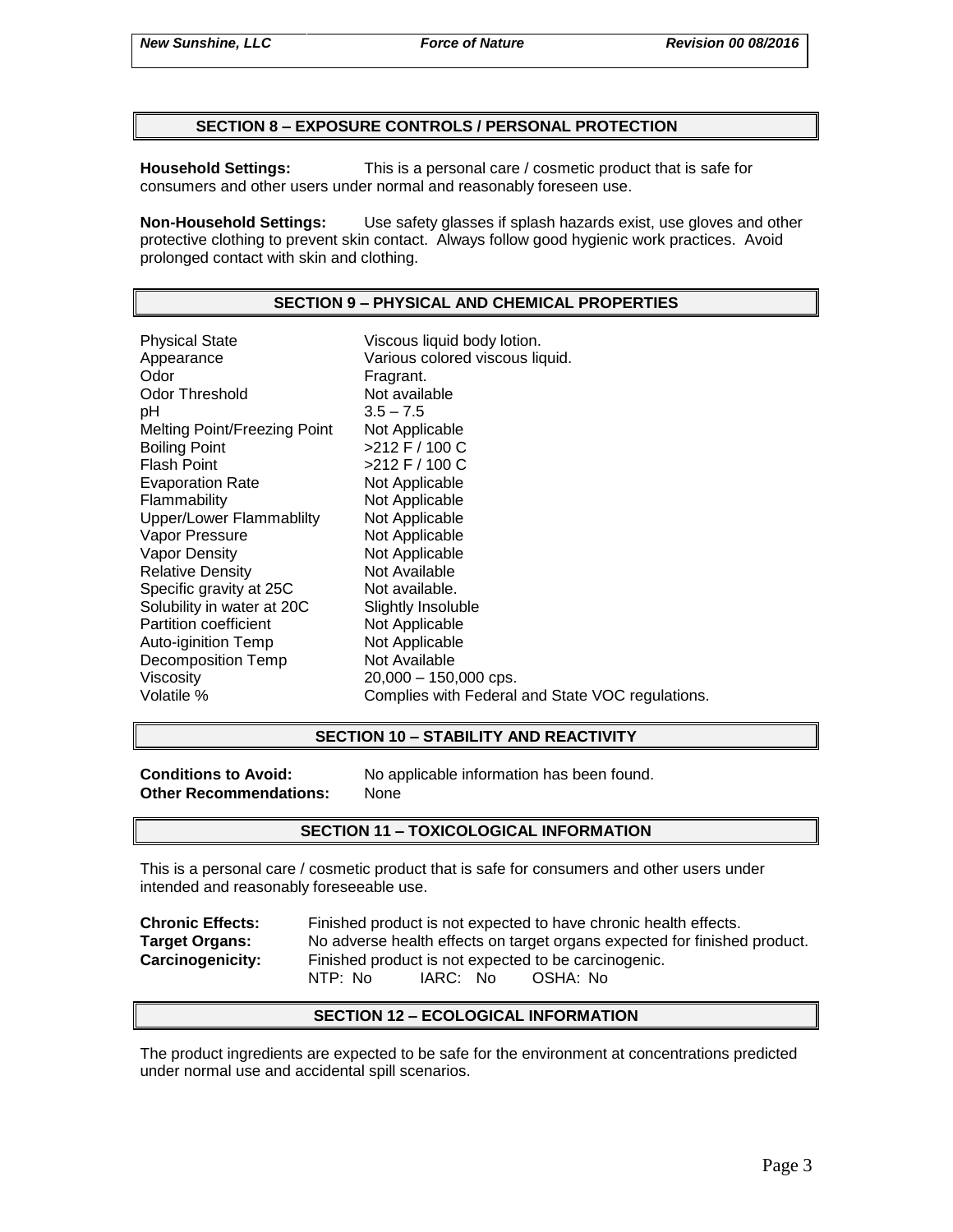## SECTION 8 – EXPOSURE CONTROLS / PERSONAL PROTECTION

**Household Settings:** This is a personal care / cosmetic product that is safe for consumers and other users under normal and reasonably foreseen use.

**Non-Household Settings:** Use safety glasses if splash hazards exist, use gloves and other protective clothing to prevent skin contact. Always follow good hygienic work practices. Avoid prolonged contact with skin and clothing.

## SECTION 9 – PHYSICAL AND CHEMICAL PROPERTIES

| | |
|---|---|
| Physical State | Viscous liquid body lotion. |
| Appearance | Various colored viscous liquid. |
| Odor | Fragrant. |
| Odor Threshold | Not available |
| pH | 3.5 – 7.5 |
| Melting Point/Freezing Point | Not Applicable |
| Boiling Point | >212 F / 100 C |
| Flash Point | >212 F / 100 C |
| Evaporation Rate | Not Applicable |
| Flammability | Not Applicable |
| Upper/Lower Flammablilty | Not Applicable |
| Vapor Pressure | Not Applicable |
| Vapor Density | Not Applicable |
| Relative Density | Not Available |
| Specific gravity at 25C | Not available. |
| Solubility in water at 20C | Slightly Insoluble |
| Partition coefficient | Not Applicable |
| Auto-iginition Temp | Not Applicable |
| Decomposition Temp | Not Available |
| Viscosity | 20,000 – 150,000 cps. |
| Volatile % | Complies with Federal and State VOC regulations. |

## SECTION 10 – STABILITY AND REACTIVITY

**Conditions to Avoid:** No applicable information has been found.
**Other Recommendations:** None

## SECTION 11 – TOXICOLOGICAL INFORMATION

This is a personal care / cosmetic product that is safe for consumers and other users under intended and reasonably foreseeable use.

**Chronic Effects:** Finished product is not expected to have chronic health effects.
**Target Organs:** No adverse health effects on target organs expected for finished product.
**Carcinogenicity:** Finished product is not expected to be carcinogenic.
NTP: No IARC: No OSHA: No

## SECTION 12 – ECOLOGICAL INFORMATION

The product ingredients are expected to be safe for the environment at concentrations predicted under normal use and accidental spill scenarios.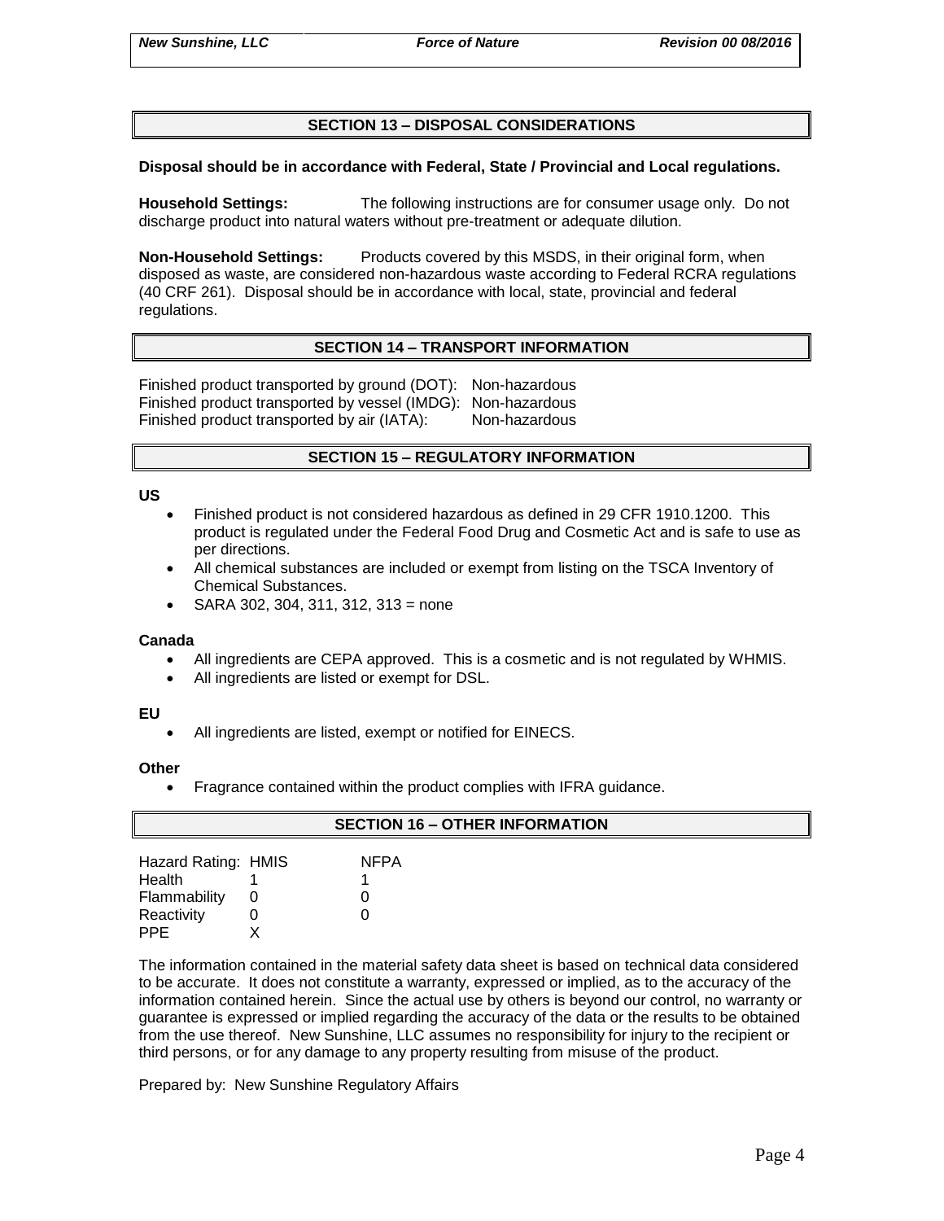## SECTION 13 – DISPOSAL CONSIDERATIONS

**Disposal should be in accordance with Federal, State / Provincial and Local regulations.**

**Household Settings:** The following instructions are for consumer usage only. Do not discharge product into natural waters without pre-treatment or adequate dilution.

**Non-Household Settings:** Products covered by this MSDS, in their original form, when disposed as waste, are considered non-hazardous waste according to Federal RCRA regulations (40 CRF 261). Disposal should be in accordance with local, state, provincial and federal regulations.

## SECTION 14 – TRANSPORT INFORMATION

| | |
|---|---|
| Finished product transported by ground (DOT): | Non-hazardous |
| Finished product transported by vessel (IMDG): | Non-hazardous |
| Finished product transported by air (IATA): | Non-hazardous |

## SECTION 15 – REGULATORY INFORMATION

**US**

- Finished product is not considered hazardous as defined in 29 CFR 1910.1200. This product is regulated under the Federal Food Drug and Cosmetic Act and is safe to use as per directions.
- All chemical substances are included or exempt from listing on the TSCA Inventory of Chemical Substances.
- SARA 302, 304, 311, 312, 313 = none

**Canada**

- All ingredients are CEPA approved. This is a cosmetic and is not regulated by WHMIS.
- All ingredients are listed or exempt for DSL.

**EU**

- All ingredients are listed, exempt or notified for EINECS.

**Other**

- Fragrance contained within the product complies with IFRA guidance.

## SECTION 16 – OTHER INFORMATION

| Hazard Rating: | HMIS | NFPA |
|---|---|---|
| Health | 1 | 1 |
| Flammability | 0 | 0 |
| Reactivity | 0 | 0 |
| PPE | X | |

The information contained in the material safety data sheet is based on technical data considered to be accurate. It does not constitute a warranty, expressed or implied, as to the accuracy of the information contained herein. Since the actual use by others is beyond our control, no warranty or guarantee is expressed or implied regarding the accuracy of the data or the results to be obtained from the use thereof. New Sunshine, LLC assumes no responsibility for injury to the recipient or third persons, or for any damage to any property resulting from misuse of the product.

Prepared by: New Sunshine Regulatory Affairs